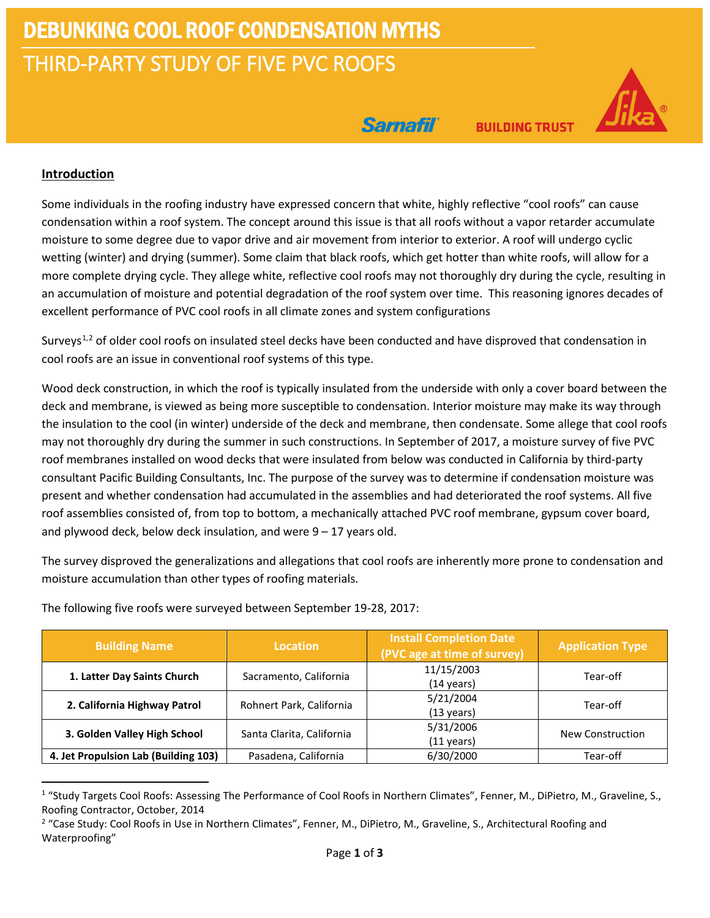# DEBUNKING COOL ROOF CONDENSATION MYTHS

## THIRD-PARTY STUDY OF FIVE PVC ROOFS

Sarnafil BUILDING TRUST Sika

### Introduction

Some individuals in the roofing industry have expressed concern that white, highly reflective "cool roofs" can cause condensation within a roof system. The concept around this issue is that all roofs without a vapor retarder accumulate moisture to some degree due to vapor drive and air movement from interior to exterior. A roof will undergo cyclic wetting (winter) and drying (summer). Some claim that black roofs, which get hotter than white roofs, will allow for a more complete drying cycle. They allege white, reflective cool roofs may not thoroughly dry during the cycle, resulting in an accumulation of moisture and potential degradation of the roof system over time. This reasoning ignores decades of excellent performance of PVC cool roofs in all climate zones and system configurations

Surveys[1,2] of older cool roofs on insulated steel decks have been conducted and have disproved that condensation in cool roofs are an issue in conventional roof systems of this type.

Wood deck construction, in which the roof is typically insulated from the underside with only a cover board between the deck and membrane, is viewed as being more susceptible to condensation. Interior moisture may make its way through the insulation to the cool (in winter) underside of the deck and membrane, then condensate. Some allege that cool roofs may not thoroughly dry during the summer in such constructions. In September of 2017, a moisture survey of five PVC roof membranes installed on wood decks that were insulated from below was conducted in California by third-party consultant Pacific Building Consultants, Inc. The purpose of the survey was to determine if condensation moisture was present and whether condensation had accumulated in the assemblies and had deteriorated the roof systems. All five roof assemblies consisted of, from top to bottom, a mechanically attached PVC roof membrane, gypsum cover board, and plywood deck, below deck insulation, and were 9 – 17 years old.

The survey disproved the generalizations and allegations that cool roofs are inherently more prone to condensation and moisture accumulation than other types of roofing materials.

The following five roofs were surveyed between September 19-28, 2017:

| Building Name | Location | Install Completion Date (PVC age at time of survey) | Application Type |
|---|---|---|---|
| **1. Latter Day Saints Church** | Sacramento, California | 11/15/2003 (14 years) | Tear-off |
| **2. California Highway Patrol** | Rohnert Park, California | 5/21/2004 (13 years) | Tear-off |
| **3. Golden Valley High School** | Santa Clarita, California | 5/31/2006 (11 years) | New Construction |
| **4. Jet Propulsion Lab (Building 103)** | Pasadena, California | 6/30/2000 | Tear-off |

[1] "Study Targets Cool Roofs: Assessing The Performance of Cool Roofs in Northern Climates", Fenner, M., DiPietro, M., Graveline, S., Roofing Contractor, October, 2014

[2] "Case Study: Cool Roofs in Use in Northern Climates", Fenner, M., DiPietro, M., Graveline, S., Architectural Roofing and Waterproofing"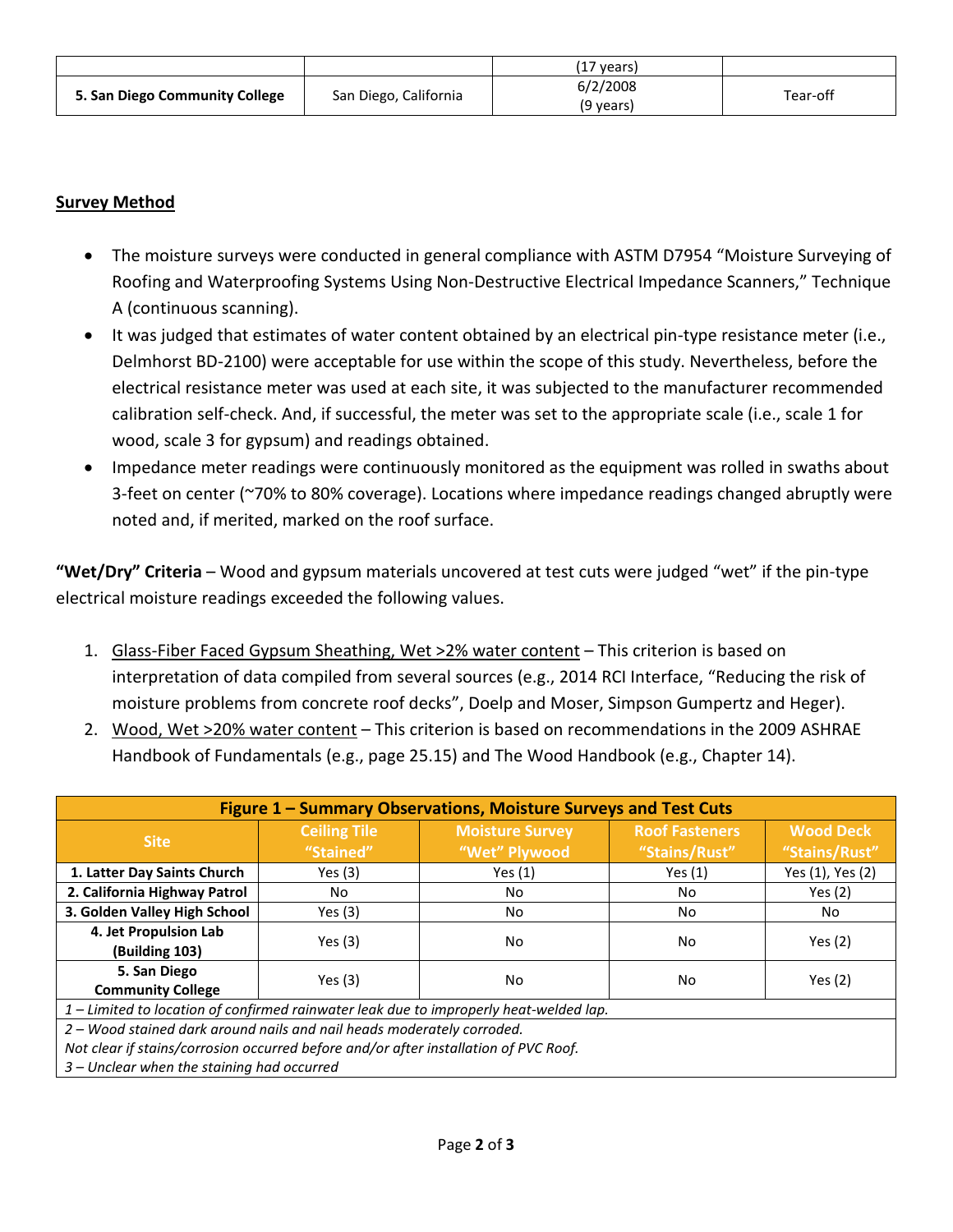| | | (17 years) | |
|---|---|---|---|
| **5. San Diego Community College** | San Diego, California | 6/2/2008<br>(9 years) | Tear-off |

## Survey Method

- The moisture surveys were conducted in general compliance with ASTM D7954 "Moisture Surveying of Roofing and Waterproofing Systems Using Non-Destructive Electrical Impedance Scanners," Technique A (continuous scanning).
- It was judged that estimates of water content obtained by an electrical pin-type resistance meter (i.e., Delmhorst BD-2100) were acceptable for use within the scope of this study. Nevertheless, before the electrical resistance meter was used at each site, it was subjected to the manufacturer recommended calibration self-check. And, if successful, the meter was set to the appropriate scale (i.e., scale 1 for wood, scale 3 for gypsum) and readings obtained.
- Impedance meter readings were continuously monitored as the equipment was rolled in swaths about 3-feet on center (~70% to 80% coverage). Locations where impedance readings changed abruptly were noted and, if merited, marked on the roof surface.

**"Wet/Dry" Criteria** – Wood and gypsum materials uncovered at test cuts were judged "wet" if the pin-type electrical moisture readings exceeded the following values.

1. Glass-Fiber Faced Gypsum Sheathing, Wet >2% water content – This criterion is based on interpretation of data compiled from several sources (e.g., 2014 RCI Interface, "Reducing the risk of moisture problems from concrete roof decks", Doelp and Moser, Simpson Gumpertz and Heger).
2. Wood, Wet >20% water content – This criterion is based on recommendations in the 2009 ASHRAE Handbook of Fundamentals (e.g., page 25.15) and The Wood Handbook (e.g., Chapter 14).

**Figure 1 – Summary Observations, Moisture Surveys and Test Cuts**

| Site | Ceiling Tile "Stained" | Moisture Survey "Wet" Plywood | Roof Fasteners "Stains/Rust" | Wood Deck "Stains/Rust" |
|---|---|---|---|---|
| **1. Latter Day Saints Church** | Yes (3) | Yes (1) | Yes (1) | Yes (1), Yes (2) |
| **2. California Highway Patrol** | No | No | No | Yes (2) |
| **3. Golden Valley High School** | Yes (3) | No | No | No |
| **4. Jet Propulsion Lab (Building 103)** | Yes (3) | No | No | Yes (2) |
| **5. San Diego Community College** | Yes (3) | No | No | Yes (2) |

*1 – Limited to location of confirmed rainwater leak due to improperly heat-welded lap.*

*2 – Wood stained dark around nails and nail heads moderately corroded.*
*Not clear if stains/corrosion occurred before and/or after installation of PVC Roof.*

*3 – Unclear when the staining had occurred*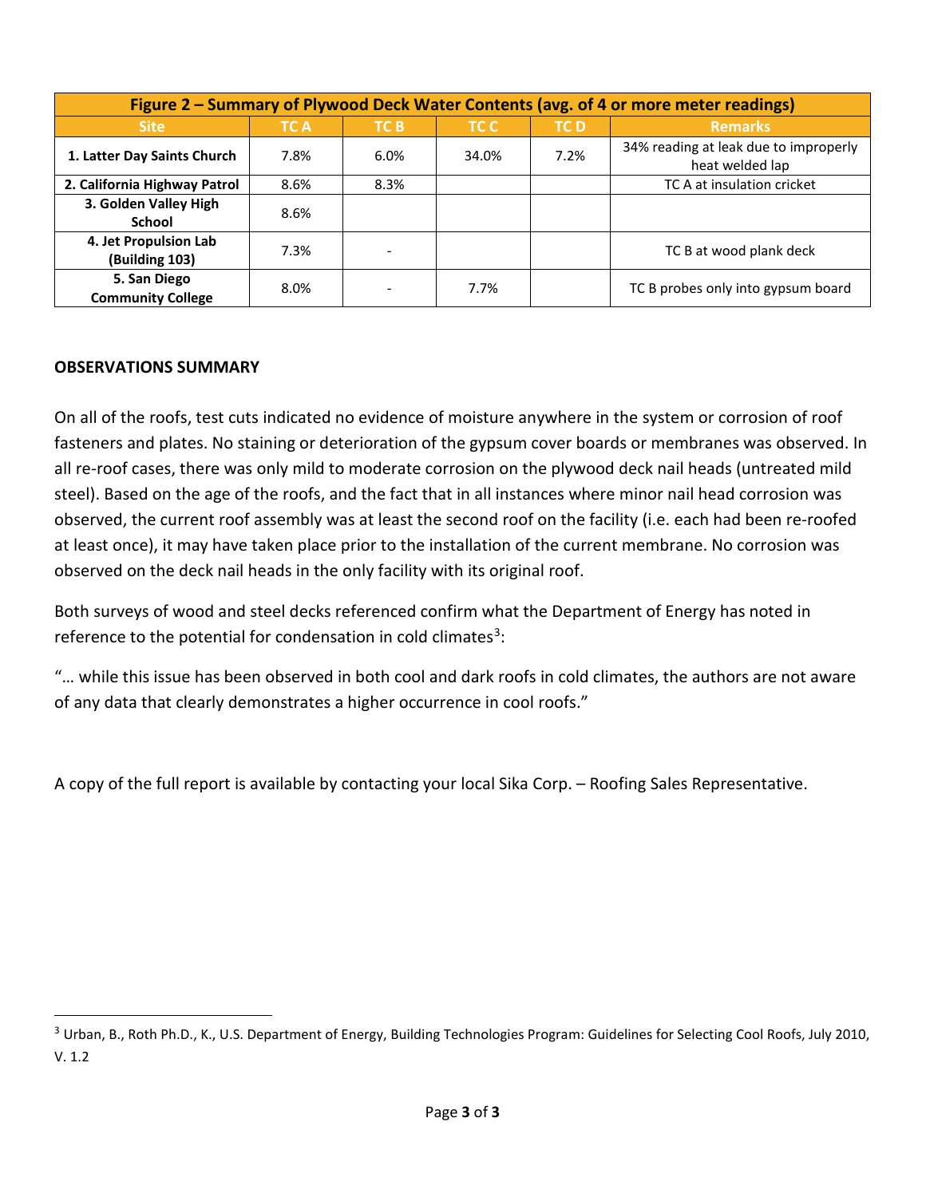| Figure 2 – Summary of Plywood Deck Water Contents (avg. of 4 or more meter readings) | | | | | |
|---|---|---|---|---|---|
| **Site** | **TC A** | **TC B** | **TC C** | **TC D** | **Remarks** |
| **1. Latter Day Saints Church** | 7.8% | 6.0% | 34.0% | 7.2% | 34% reading at leak due to improperly heat welded lap |
| **2. California Highway Patrol** | 8.6% | 8.3% | | | TC A at insulation cricket |
| **3. Golden Valley High School** | 8.6% | | | | |
| **4. Jet Propulsion Lab (Building 103)** | 7.3% | - | | | TC B at wood plank deck |
| **5. San Diego Community College** | 8.0% | - | 7.7% | | TC B probes only into gypsum board |

## OBSERVATIONS SUMMARY

On all of the roofs, test cuts indicated no evidence of moisture anywhere in the system or corrosion of roof fasteners and plates. No staining or deterioration of the gypsum cover boards or membranes was observed. In all re-roof cases, there was only mild to moderate corrosion on the plywood deck nail heads (untreated mild steel). Based on the age of the roofs, and the fact that in all instances where minor nail head corrosion was observed, the current roof assembly was at least the second roof on the facility (i.e. each had been re-roofed at least once), it may have taken place prior to the installation of the current membrane. No corrosion was observed on the deck nail heads in the only facility with its original roof.

Both surveys of wood and steel decks referenced confirm what the Department of Energy has noted in reference to the potential for condensation in cold climates[3]:

"… while this issue has been observed in both cool and dark roofs in cold climates, the authors are not aware of any data that clearly demonstrates a higher occurrence in cool roofs."

A copy of the full report is available by contacting your local Sika Corp. – Roofing Sales Representative.

---

[3] Urban, B., Roth Ph.D., K., U.S. Department of Energy, Building Technologies Program: Guidelines for Selecting Cool Roofs, July 2010, V. 1.2